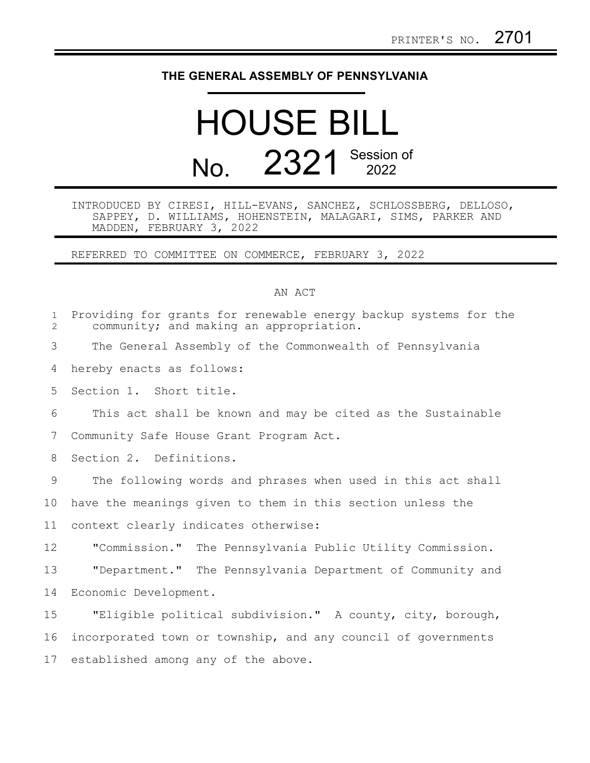PRINTER'S NO. 2701

# THE GENERAL ASSEMBLY OF PENNSYLVANIA

# HOUSE BILL No. 2321 Session of 2022

INTRODUCED BY CIRESI, HILL-EVANS, SANCHEZ, SCHLOSSBERG, DELLOSO, SAPPEY, D. WILLIAMS, HOHENSTEIN, MALAGARI, SIMS, PARKER AND MADDEN, FEBRUARY 3, 2022

REFERRED TO COMMITTEE ON COMMERCE, FEBRUARY 3, 2022

AN ACT

Providing for grants for renewable energy backup systems for the community; and making an appropriation.

The General Assembly of the Commonwealth of Pennsylvania hereby enacts as follows:

Section 1. Short title.

This act shall be known and may be cited as the Sustainable Community Safe House Grant Program Act.

Section 2. Definitions.

The following words and phrases when used in this act shall have the meanings given to them in this section unless the context clearly indicates otherwise:

"Commission." The Pennsylvania Public Utility Commission.

"Department." The Pennsylvania Department of Community and Economic Development.

"Eligible political subdivision." A county, city, borough, incorporated town or township, and any council of governments established among any of the above.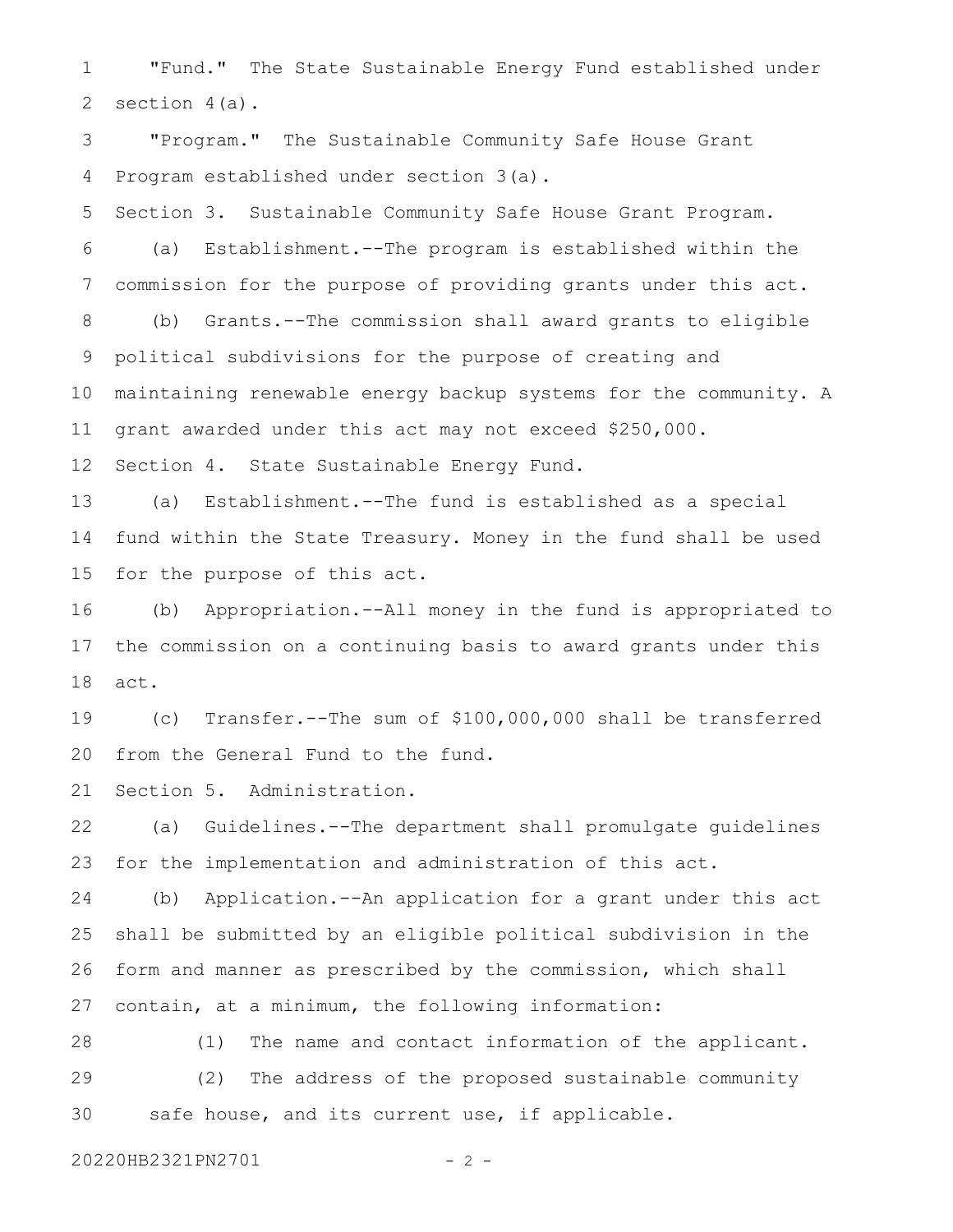"Fund." The State Sustainable Energy Fund established under section 4(a).

"Program." The Sustainable Community Safe House Grant Program established under section 3(a).

Section 3. Sustainable Community Safe House Grant Program.

(a) Establishment.--The program is established within the commission for the purpose of providing grants under this act.

(b) Grants.--The commission shall award grants to eligible political subdivisions for the purpose of creating and maintaining renewable energy backup systems for the community. A grant awarded under this act may not exceed $250,000.

Section 4. State Sustainable Energy Fund.

(a) Establishment.--The fund is established as a special fund within the State Treasury. Money in the fund shall be used for the purpose of this act.

(b) Appropriation.--All money in the fund is appropriated to the commission on a continuing basis to award grants under this act.

(c) Transfer.--The sum of $100,000,000 shall be transferred from the General Fund to the fund.

Section 5. Administration.

(a) Guidelines.--The department shall promulgate guidelines for the implementation and administration of this act.

(b) Application.--An application for a grant under this act shall be submitted by an eligible political subdivision in the form and manner as prescribed by the commission, which shall contain, at a minimum, the following information:

(1) The name and contact information of the applicant.

(2) The address of the proposed sustainable community safe house, and its current use, if applicable.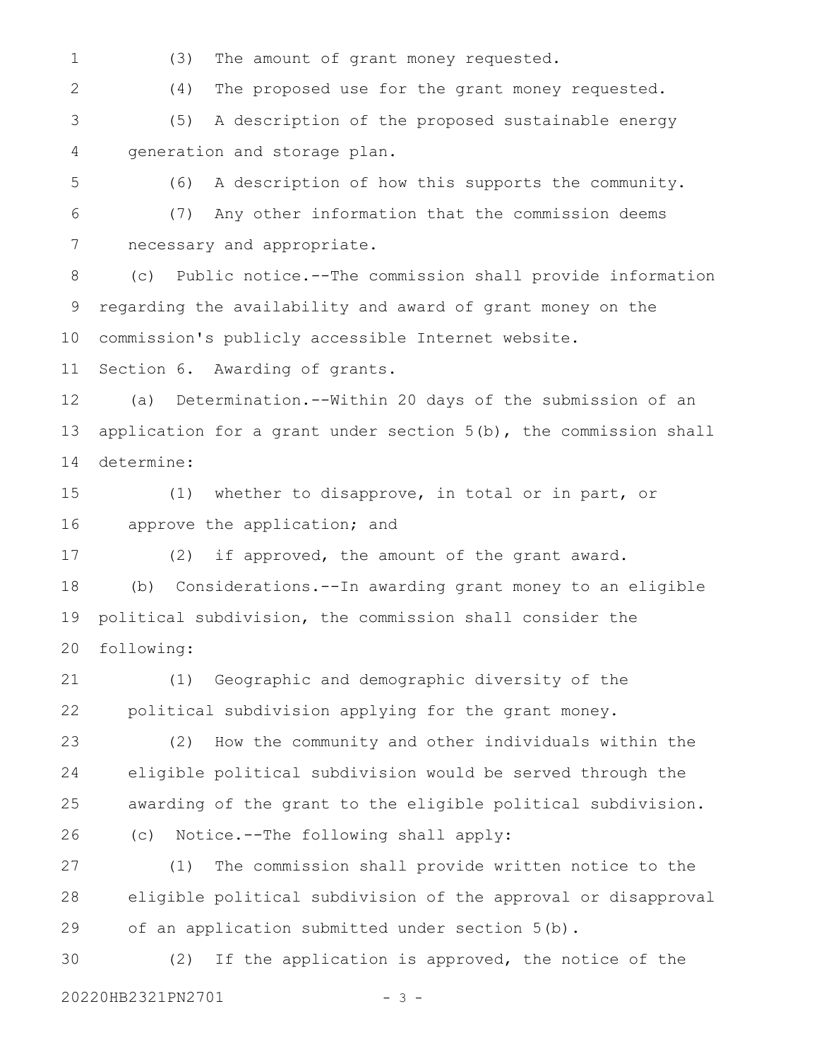(3) The amount of grant money requested.

(4) The proposed use for the grant money requested.

(5) A description of the proposed sustainable energy generation and storage plan.

(6) A description of how this supports the community.

(7) Any other information that the commission deems necessary and appropriate.

(c) Public notice.--The commission shall provide information regarding the availability and award of grant money on the commission's publicly accessible Internet website.

Section 6. Awarding of grants.

(a) Determination.--Within 20 days of the submission of an application for a grant under section 5(b), the commission shall determine:

(1) whether to disapprove, in total or in part, or approve the application; and

(2) if approved, the amount of the grant award.

(b) Considerations.--In awarding grant money to an eligible political subdivision, the commission shall consider the following:

(1) Geographic and demographic diversity of the political subdivision applying for the grant money.

(2) How the community and other individuals within the eligible political subdivision would be served through the awarding of the grant to the eligible political subdivision.

(c) Notice.--The following shall apply:

(1) The commission shall provide written notice to the eligible political subdivision of the approval or disapproval of an application submitted under section 5(b).

(2) If the application is approved, the notice of the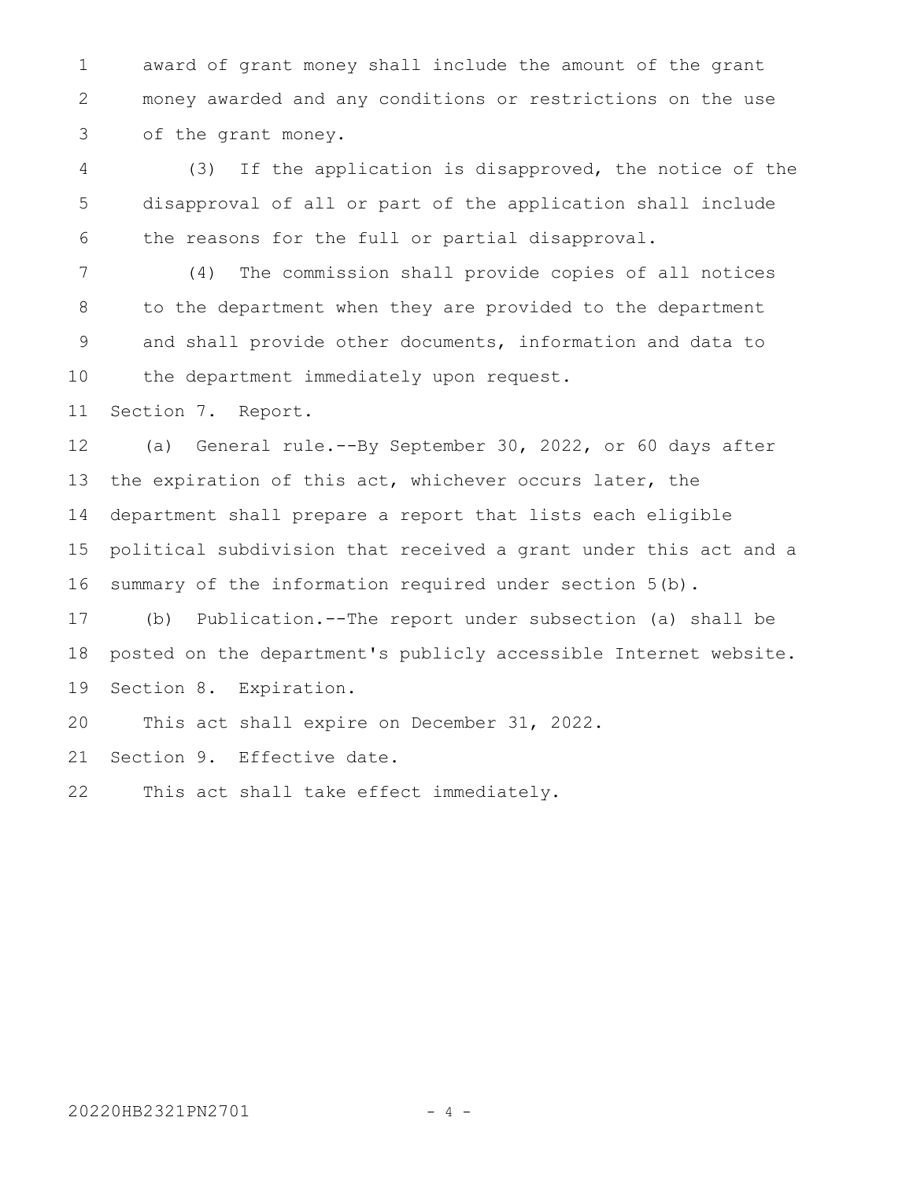award of grant money shall include the amount of the grant money awarded and any conditions or restrictions on the use of the grant money.

(3) If the application is disapproved, the notice of the disapproval of all or part of the application shall include the reasons for the full or partial disapproval.

(4) The commission shall provide copies of all notices to the department when they are provided to the department and shall provide other documents, information and data to the department immediately upon request.

Section 7. Report.

(a) General rule.--By September 30, 2022, or 60 days after the expiration of this act, whichever occurs later, the department shall prepare a report that lists each eligible political subdivision that received a grant under this act and a summary of the information required under section 5(b).

(b) Publication.--The report under subsection (a) shall be posted on the department's publicly accessible Internet website.

Section 8. Expiration.

This act shall expire on December 31, 2022.

Section 9. Effective date.

This act shall take effect immediately.